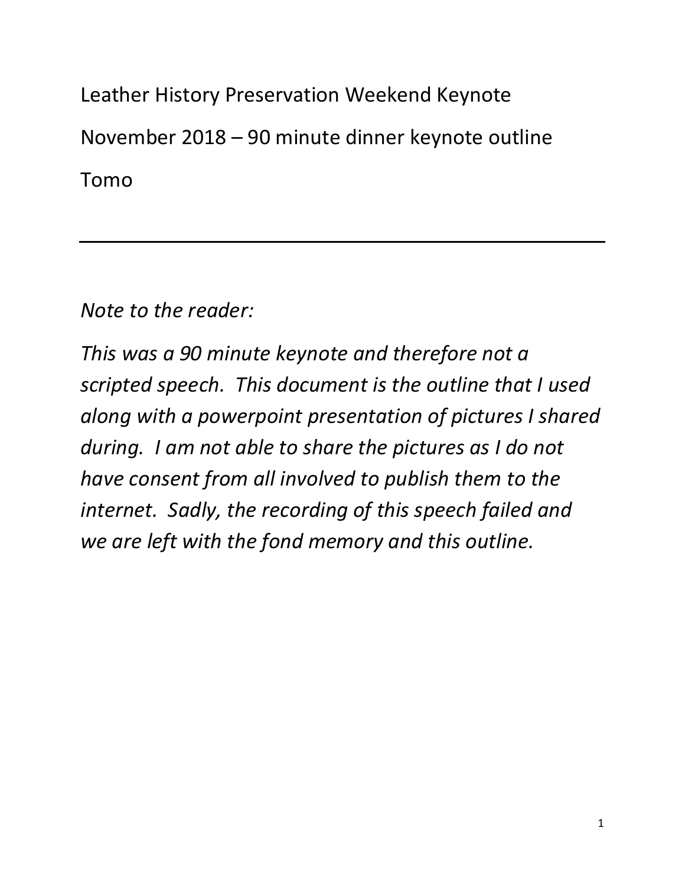Leather History Preservation Weekend Keynote

November 2018 – 90 minute dinner keynote outline

Tomo

---

*Note to the reader:*

*This was a 90 minute keynote and therefore not a scripted speech. This document is the outline that I used along with a powerpoint presentation of pictures I shared during. I am not able to share the pictures as I do not have consent from all involved to publish them to the internet. Sadly, the recording of this speech failed and we are left with the fond memory and this outline.*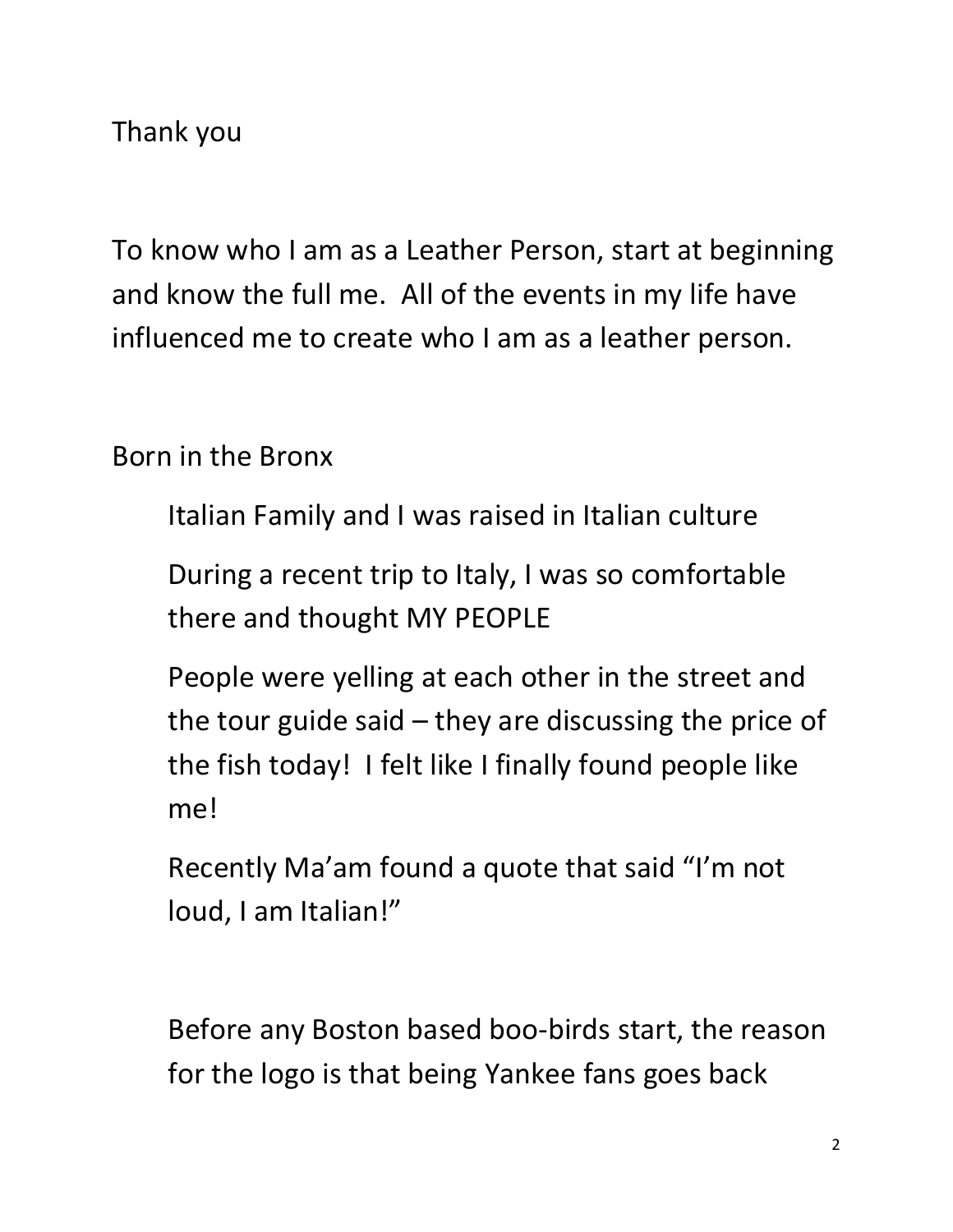Thank you

To know who I am as a Leather Person, start at beginning and know the full me.  All of the events in my life have influenced me to create who I am as a leather person.

Born in the Bronx

Italian Family and I was raised in Italian culture

During a recent trip to Italy, I was so comfortable there and thought MY PEOPLE

People were yelling at each other in the street and the tour guide said – they are discussing the price of the fish today!  I felt like I finally found people like me!

Recently Ma'am found a quote that said "I'm not loud, I am Italian!"

Before any Boston based boo-birds start, the reason for the logo is that being Yankee fans goes back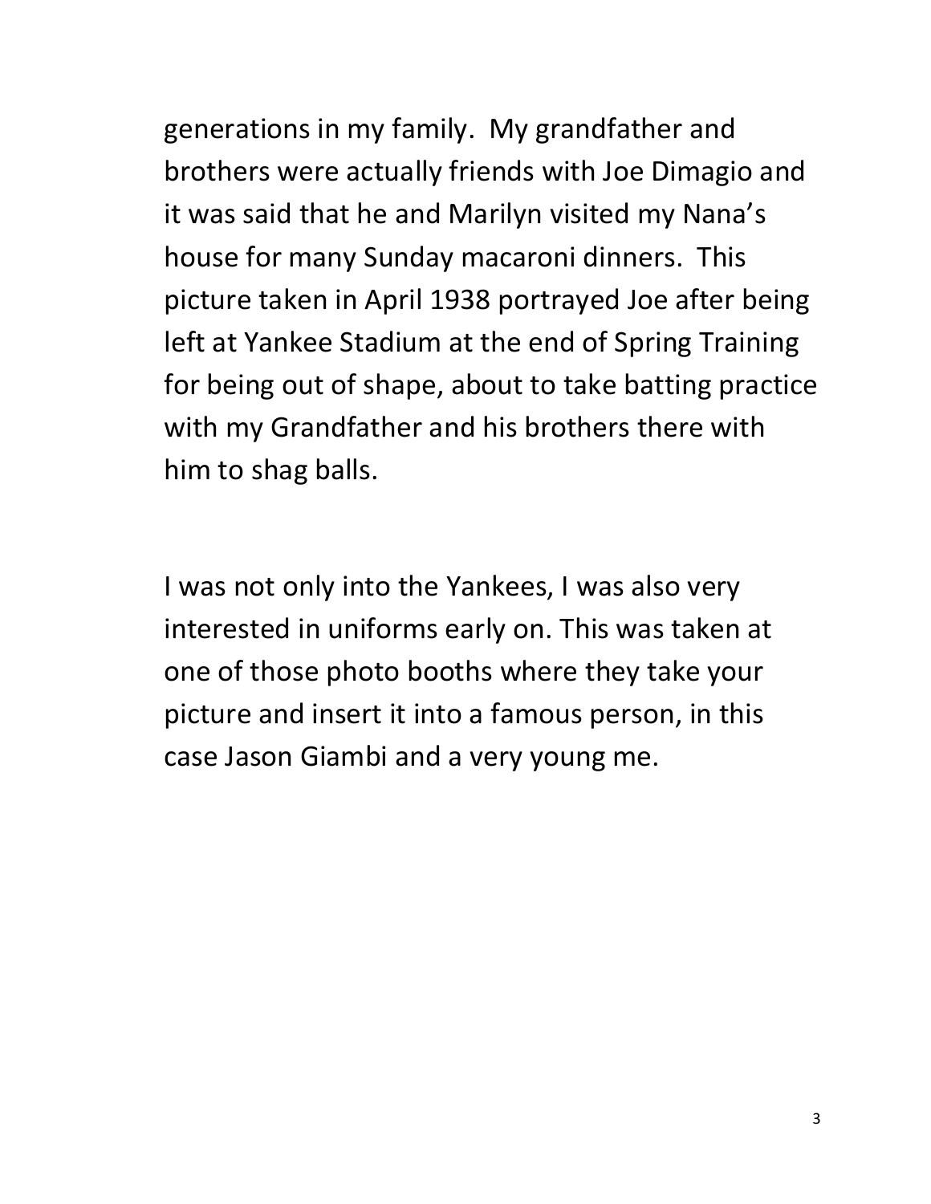generations in my family. My grandfather and brothers were actually friends with Joe Dimagio and it was said that he and Marilyn visited my Nana's house for many Sunday macaroni dinners. This picture taken in April 1938 portrayed Joe after being left at Yankee Stadium at the end of Spring Training for being out of shape, about to take batting practice with my Grandfather and his brothers there with him to shag balls.

I was not only into the Yankees, I was also very interested in uniforms early on. This was taken at one of those photo booths where they take your picture and insert it into a famous person, in this case Jason Giambi and a very young me.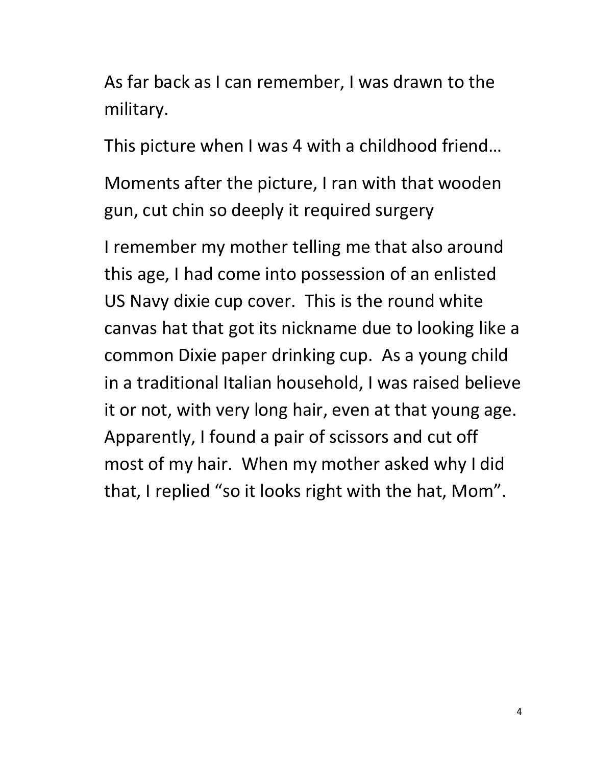As far back as I can remember, I was drawn to the military.

This picture when I was 4 with a childhood friend…

Moments after the picture, I ran with that wooden gun, cut chin so deeply it required surgery

I remember my mother telling me that also around this age, I had come into possession of an enlisted US Navy dixie cup cover. This is the round white canvas hat that got its nickname due to looking like a common Dixie paper drinking cup. As a young child in a traditional Italian household, I was raised believe it or not, with very long hair, even at that young age. Apparently, I found a pair of scissors and cut off most of my hair. When my mother asked why I did that, I replied "so it looks right with the hat, Mom".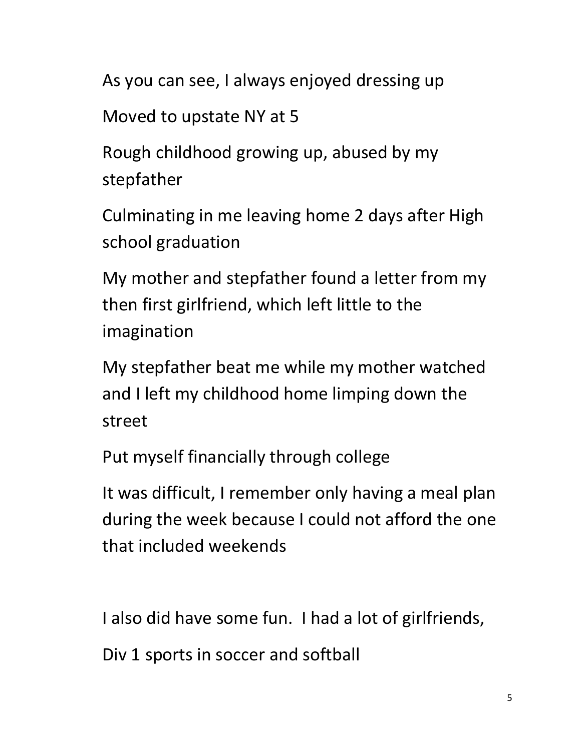As you can see, I always enjoyed dressing up

Moved to upstate NY at 5

Rough childhood growing up, abused by my stepfather

Culminating in me leaving home 2 days after High school graduation

My mother and stepfather found a letter from my then first girlfriend, which left little to the imagination

My stepfather beat me while my mother watched and I left my childhood home limping down the street

Put myself financially through college

It was difficult, I remember only having a meal plan during the week because I could not afford the one that included weekends

I also did have some fun. I had a lot of girlfriends,

Div 1 sports in soccer and softball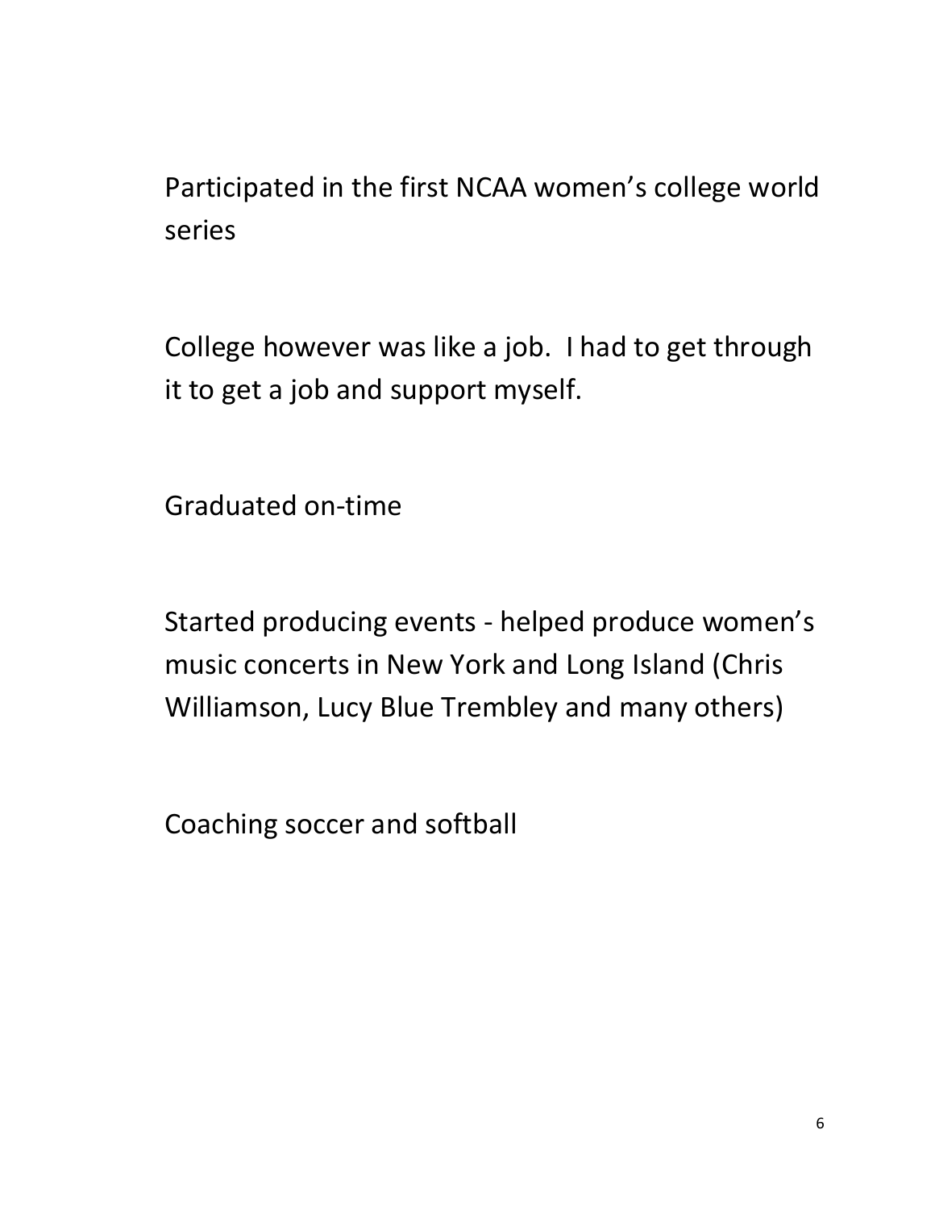Participated in the first NCAA women's college world series

College however was like a job.  I had to get through it to get a job and support myself.

Graduated on-time

Started producing events - helped produce women's music concerts in New York and Long Island (Chris Williamson, Lucy Blue Trembley and many others)

Coaching soccer and softball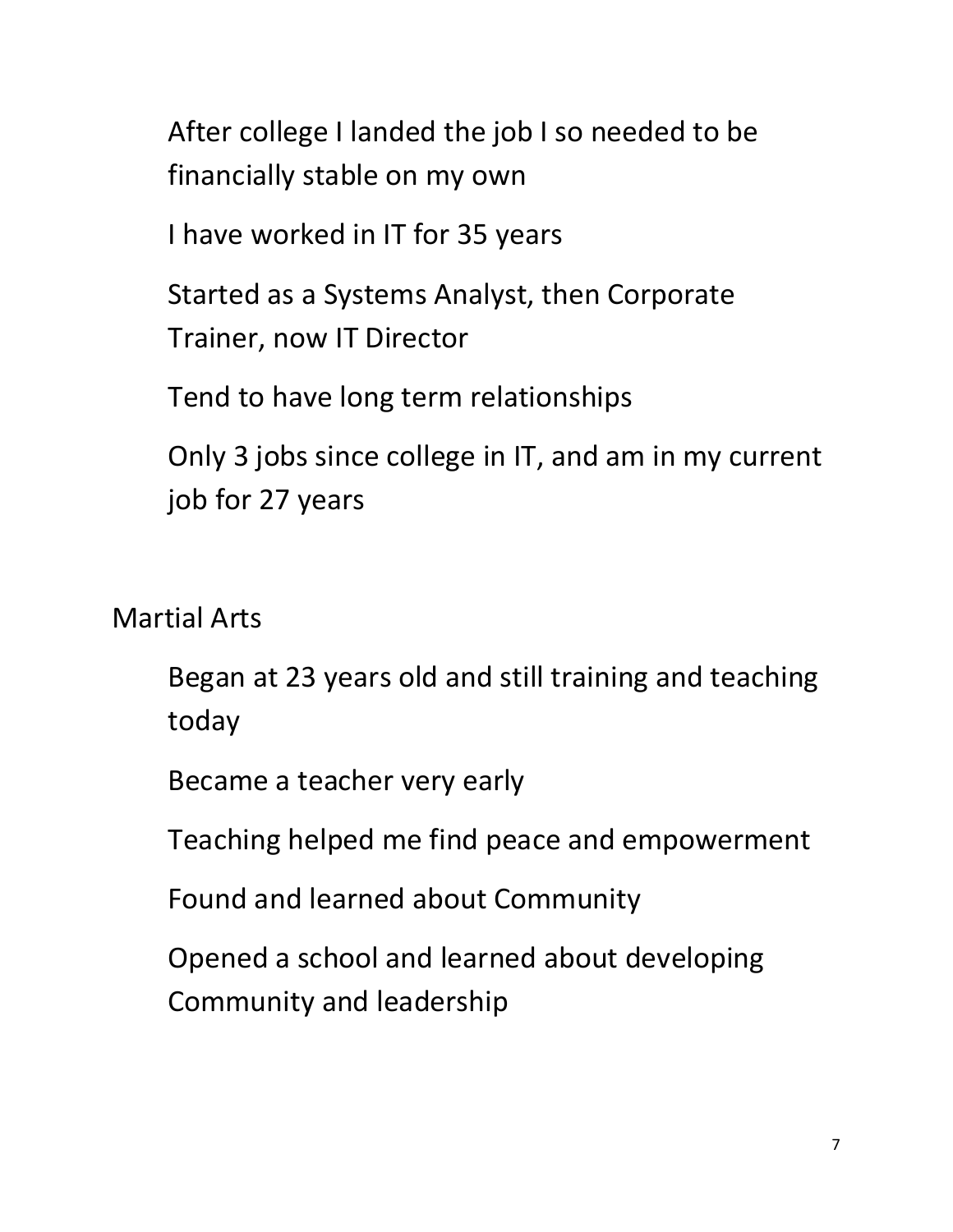After college I landed the job I so needed to be financially stable on my own

I have worked in IT for 35 years

Started as a Systems Analyst, then Corporate Trainer, now IT Director

Tend to have long term relationships

Only 3 jobs since college in IT, and am in my current job for 27 years

Martial Arts

Began at 23 years old and still training and teaching today

Became a teacher very early

Teaching helped me find peace and empowerment

Found and learned about Community

Opened a school and learned about developing Community and leadership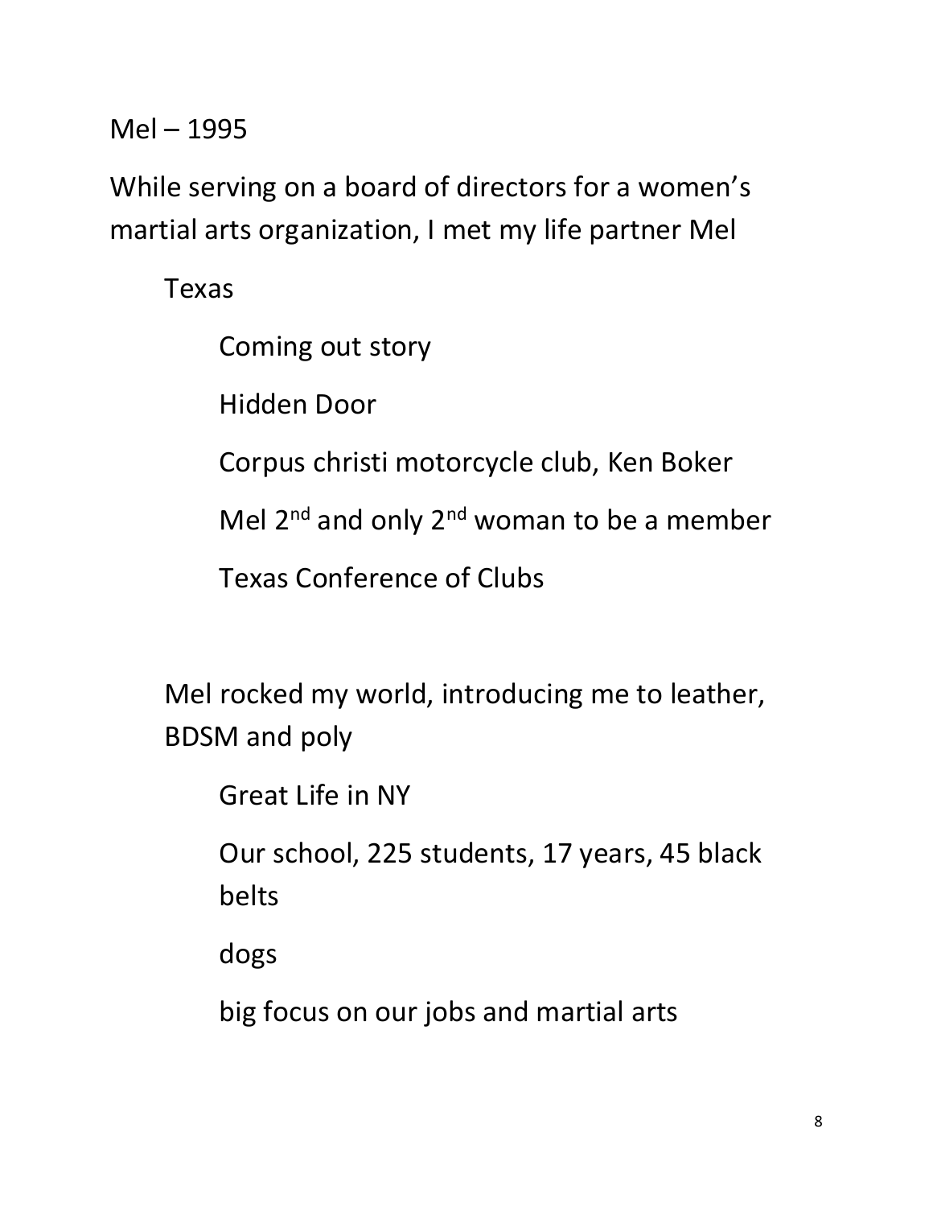Mel – 1995

While serving on a board of directors for a women's martial arts organization, I met my life partner Mel

- Texas
  - Coming out story
  - Hidden Door
  - Corpus christi motorcycle club, Ken Boker
  - Mel 2nd and only 2nd woman to be a member
  - Texas Conference of Clubs

- Mel rocked my world, introducing me to leather, BDSM and poly
  - Great Life in NY
  - Our school, 225 students, 17 years, 45 black belts
  - dogs
  - big focus on our jobs and martial arts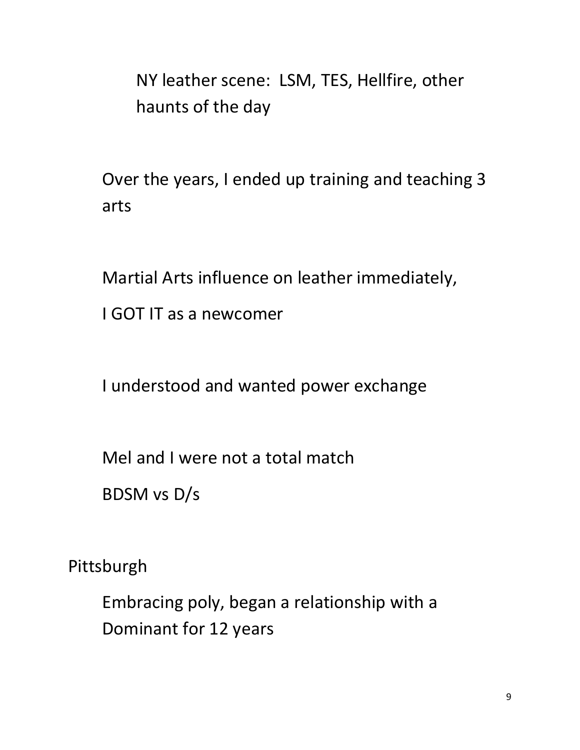NY leather scene: LSM, TES, Hellfire, other haunts of the day

Over the years, I ended up training and teaching 3 arts

Martial Arts influence on leather immediately,

I GOT IT as a newcomer

I understood and wanted power exchange

Mel and I were not a total match

BDSM vs D/s

Pittsburgh

Embracing poly, began a relationship with a Dominant for 12 years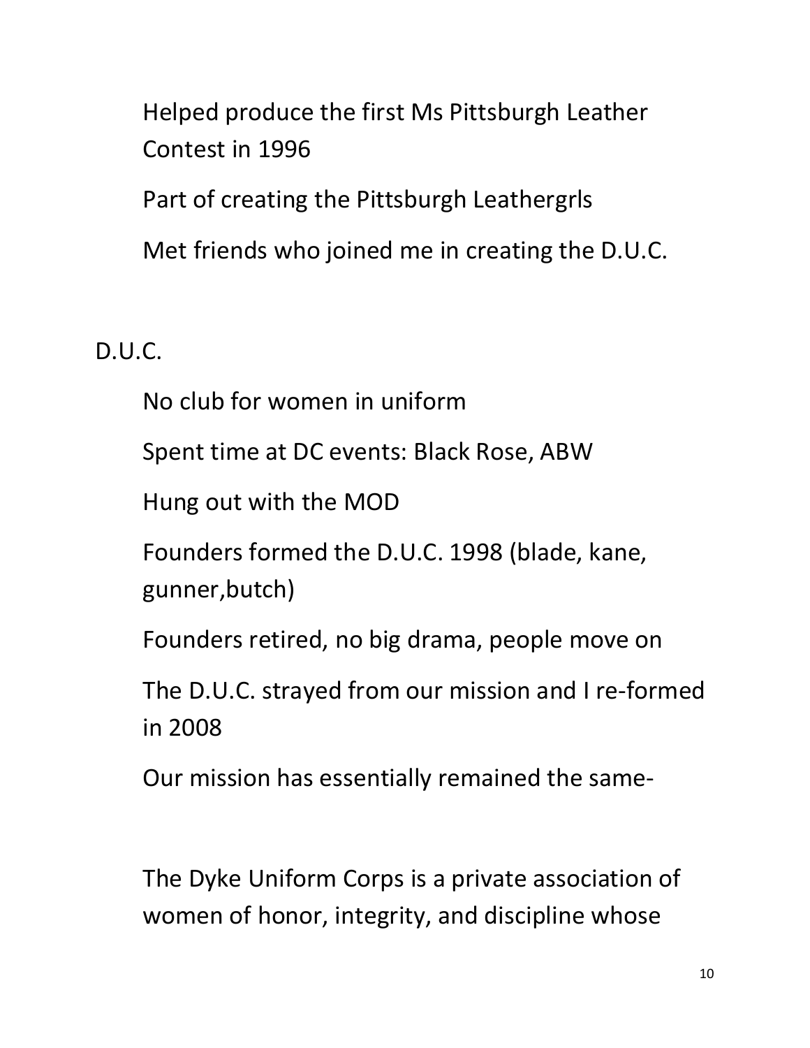Helped produce the first Ms Pittsburgh Leather Contest in 1996

Part of creating the Pittsburgh Leathergrls

Met friends who joined me in creating the D.U.C.

D.U.C.

No club for women in uniform

Spent time at DC events: Black Rose, ABW

Hung out with the MOD

Founders formed the D.U.C. 1998 (blade, kane, gunner,butch)

Founders retired, no big drama, people move on

The D.U.C. strayed from our mission and I re-formed in 2008

Our mission has essentially remained the same-

The Dyke Uniform Corps is a private association of women of honor, integrity, and discipline whose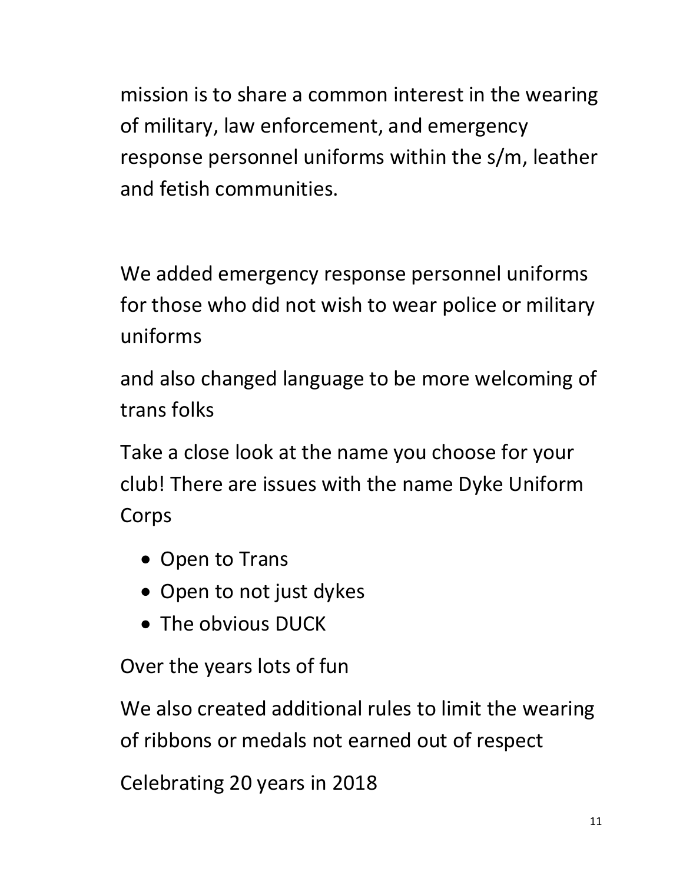mission is to share a common interest in the wearing of military, law enforcement, and emergency response personnel uniforms within the s/m, leather and fetish communities.

We added emergency response personnel uniforms for those who did not wish to wear police or military uniforms

and also changed language to be more welcoming of trans folks

Take a close look at the name you choose for your club! There are issues with the name Dyke Uniform Corps

- Open to Trans
- Open to not just dykes
- The obvious DUCK

Over the years lots of fun

We also created additional rules to limit the wearing of ribbons or medals not earned out of respect

Celebrating 20 years in 2018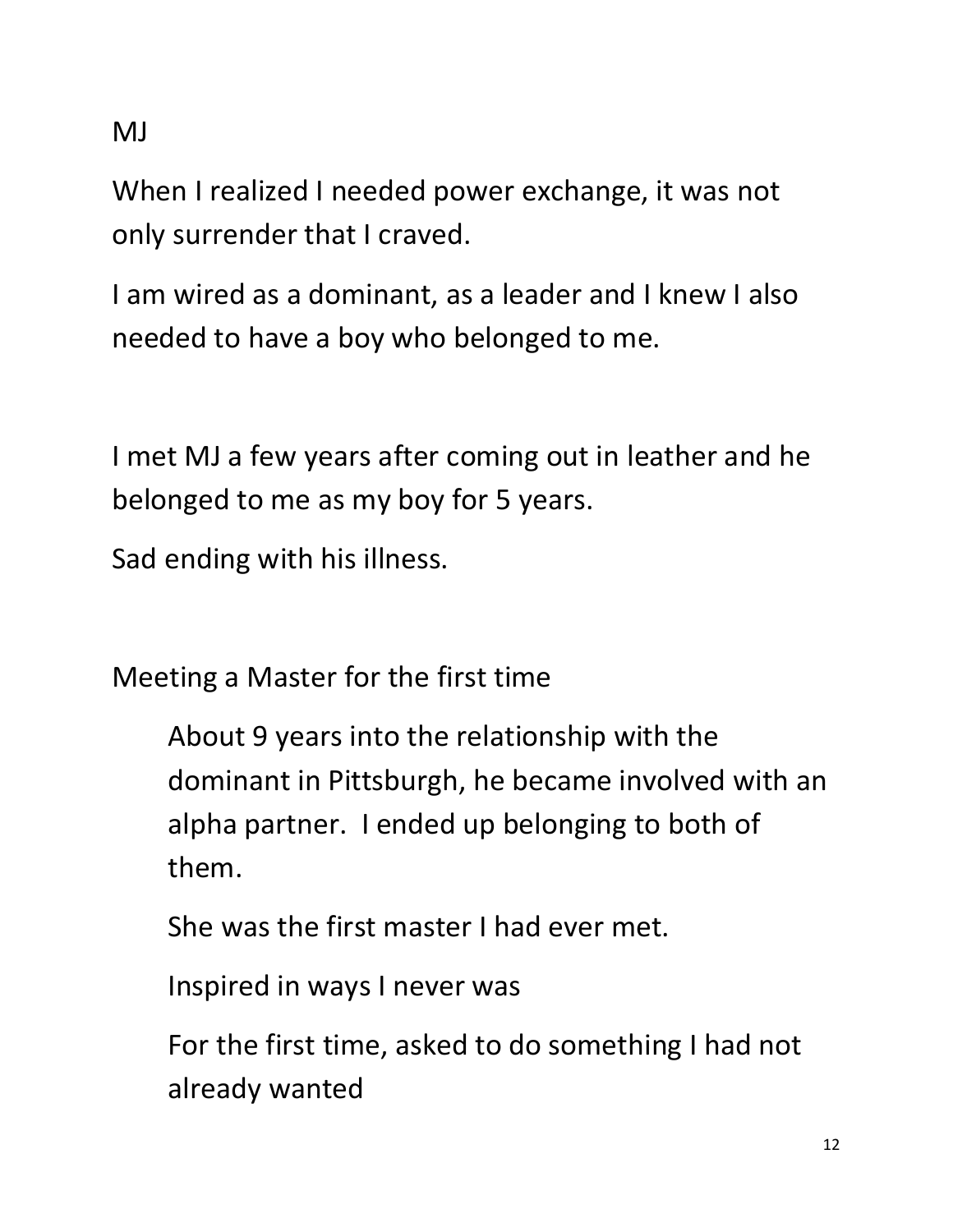## MJ

When I realized I needed power exchange, it was not only surrender that I craved.

I am wired as a dominant, as a leader and I knew I also needed to have a boy who belonged to me.

I met MJ a few years after coming out in leather and he belonged to me as my boy for 5 years.

Sad ending with his illness.

## Meeting a Master for the first time

> About 9 years into the relationship with the dominant in Pittsburgh, he became involved with an alpha partner. I ended up belonging to both of them.
>
> She was the first master I had ever met.
>
> Inspired in ways I never was
>
> For the first time, asked to do something I had not already wanted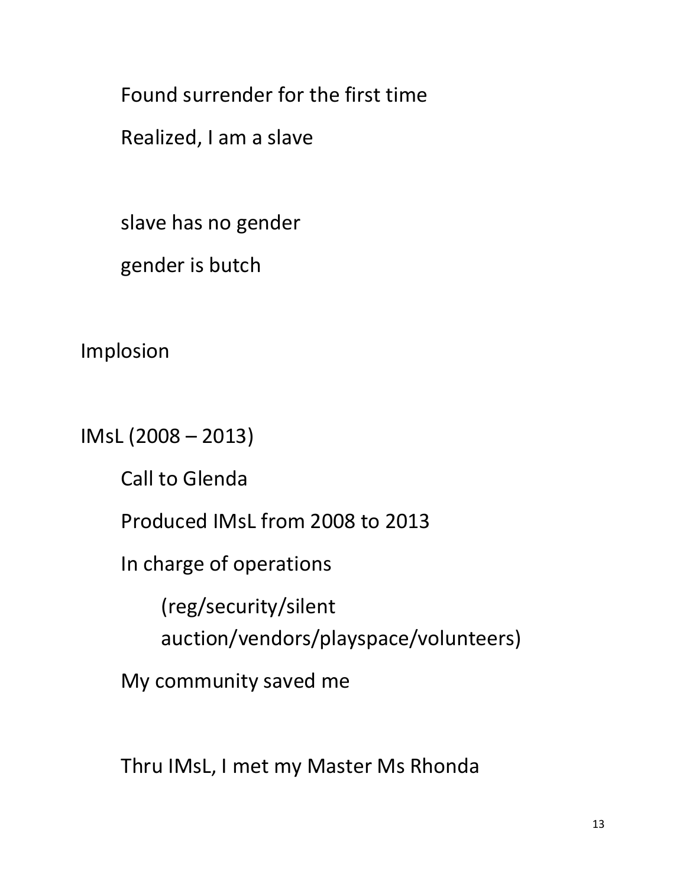Found surrender for the first time

Realized, I am a slave

slave has no gender

gender is butch

Implosion

IMsL (2008 – 2013)

Call to Glenda

Produced IMsL from 2008 to 2013

In charge of operations

(reg/security/silent auction/vendors/playspace/volunteers)

My community saved me

Thru IMsL, I met my Master Ms Rhonda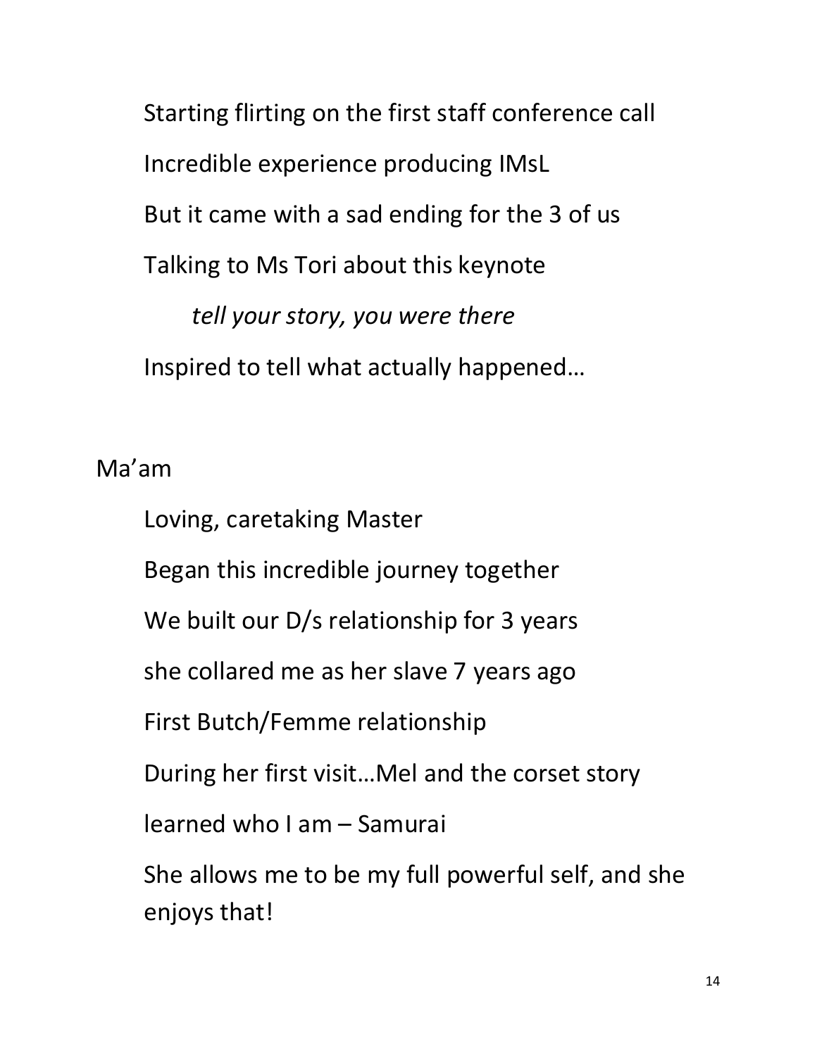Starting flirting on the first staff conference call

Incredible experience producing IMsL

But it came with a sad ending for the 3 of us

Talking to Ms Tori about this keynote

*tell your story, you were there*

Inspired to tell what actually happened…

Ma'am

Loving, caretaking Master

Began this incredible journey together

We built our D/s relationship for 3 years

she collared me as her slave 7 years ago

First Butch/Femme relationship

During her first visit…Mel and the corset story

learned who I am – Samurai

She allows me to be my full powerful self, and she enjoys that!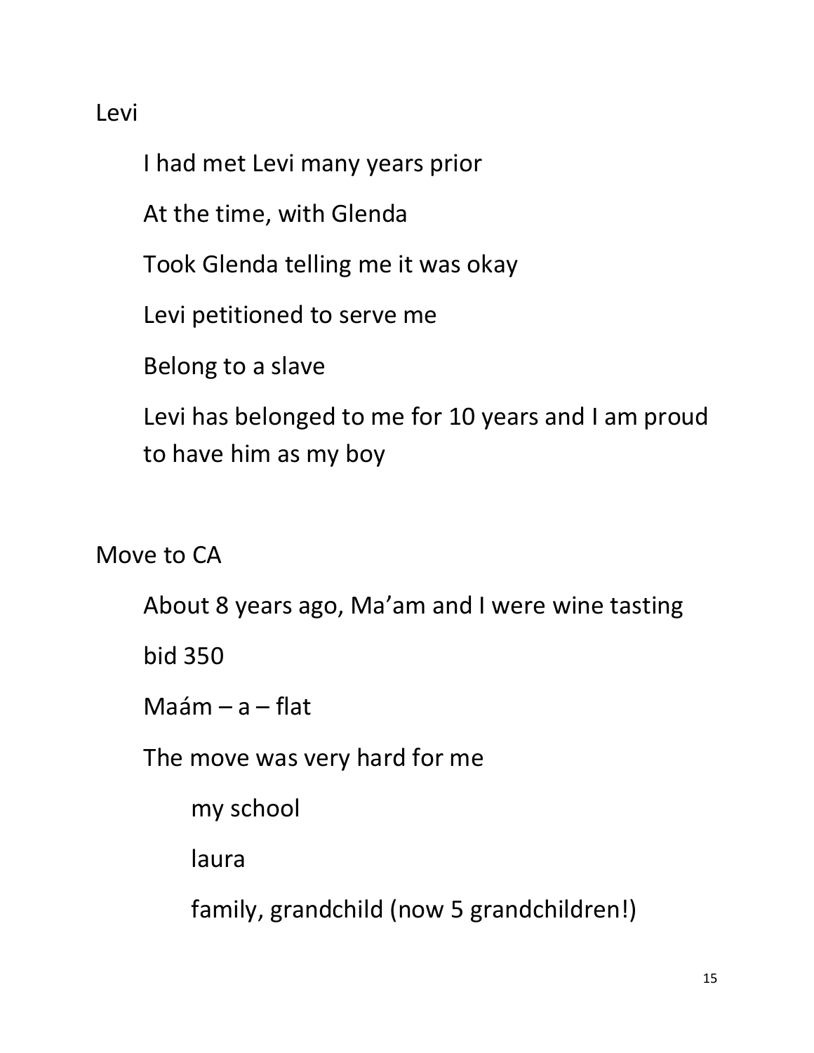Levi

I had met Levi many years prior

At the time, with Glenda

Took Glenda telling me it was okay

Levi petitioned to serve me

Belong to a slave

Levi has belonged to me for 10 years and I am proud to have him as my boy

Move to CA

About 8 years ago, Ma'am and I were wine tasting

bid 350

Maám – a – flat

The move was very hard for me

my school

laura

family, grandchild (now 5 grandchildren!)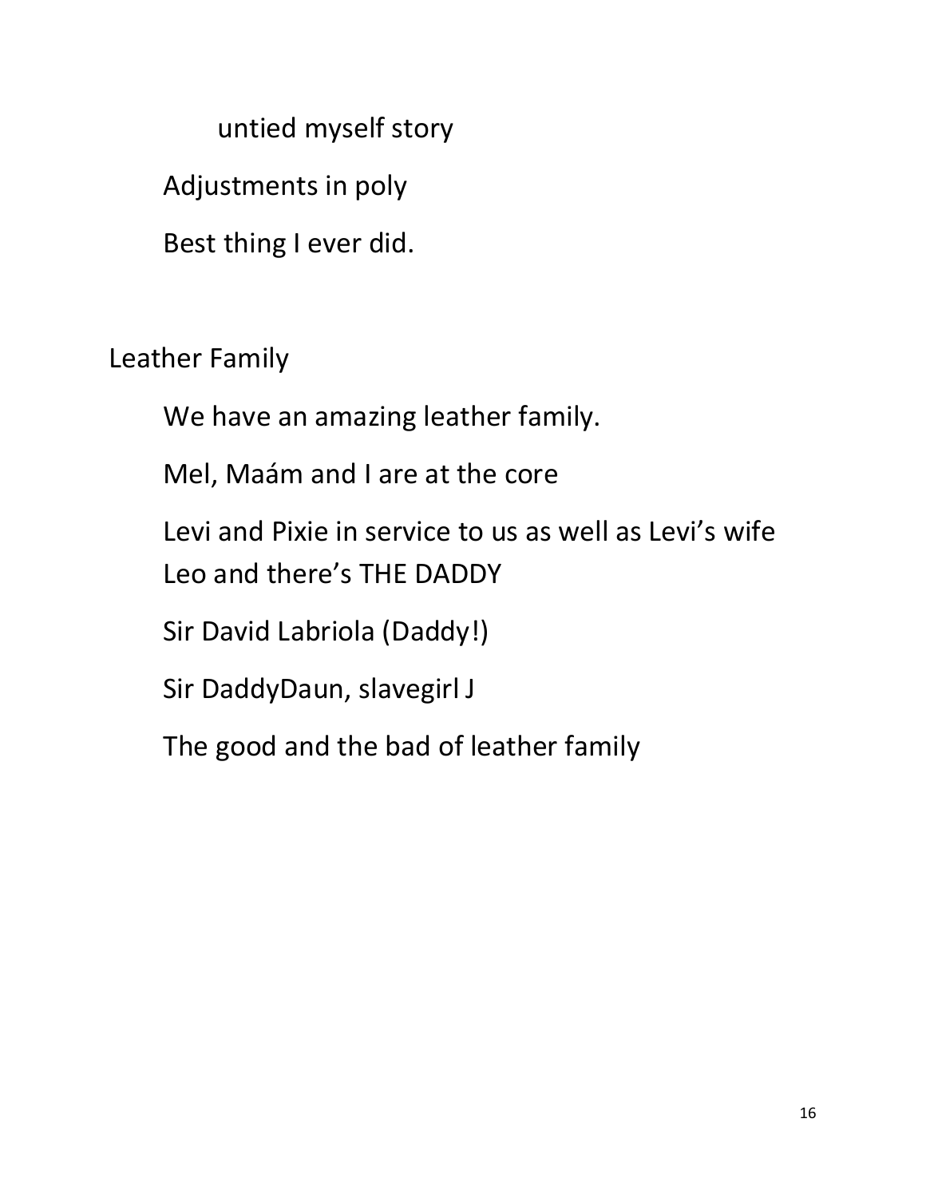untied myself story

Adjustments in poly

Best thing I ever did.

Leather Family

We have an amazing leather family.

Mel, Maám and I are at the core

Levi and Pixie in service to us as well as Levi's wife Leo and there's THE DADDY

Sir David Labriola (Daddy!)

Sir DaddyDaun, slavegirl J

The good and the bad of leather family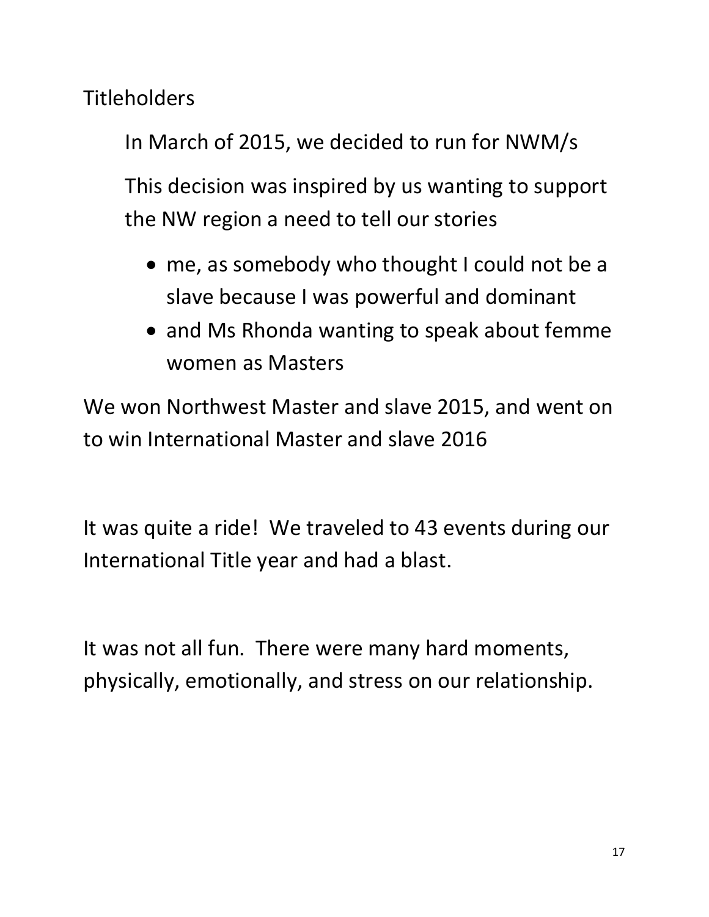## Titleholders

In March of 2015, we decided to run for NWM/s

This decision was inspired by us wanting to support the NW region a need to tell our stories

- me, as somebody who thought I could not be a slave because I was powerful and dominant
- and Ms Rhonda wanting to speak about femme women as Masters

We won Northwest Master and slave 2015, and went on to win International Master and slave 2016

It was quite a ride! We traveled to 43 events during our International Title year and had a blast.

It was not all fun. There were many hard moments, physically, emotionally, and stress on our relationship.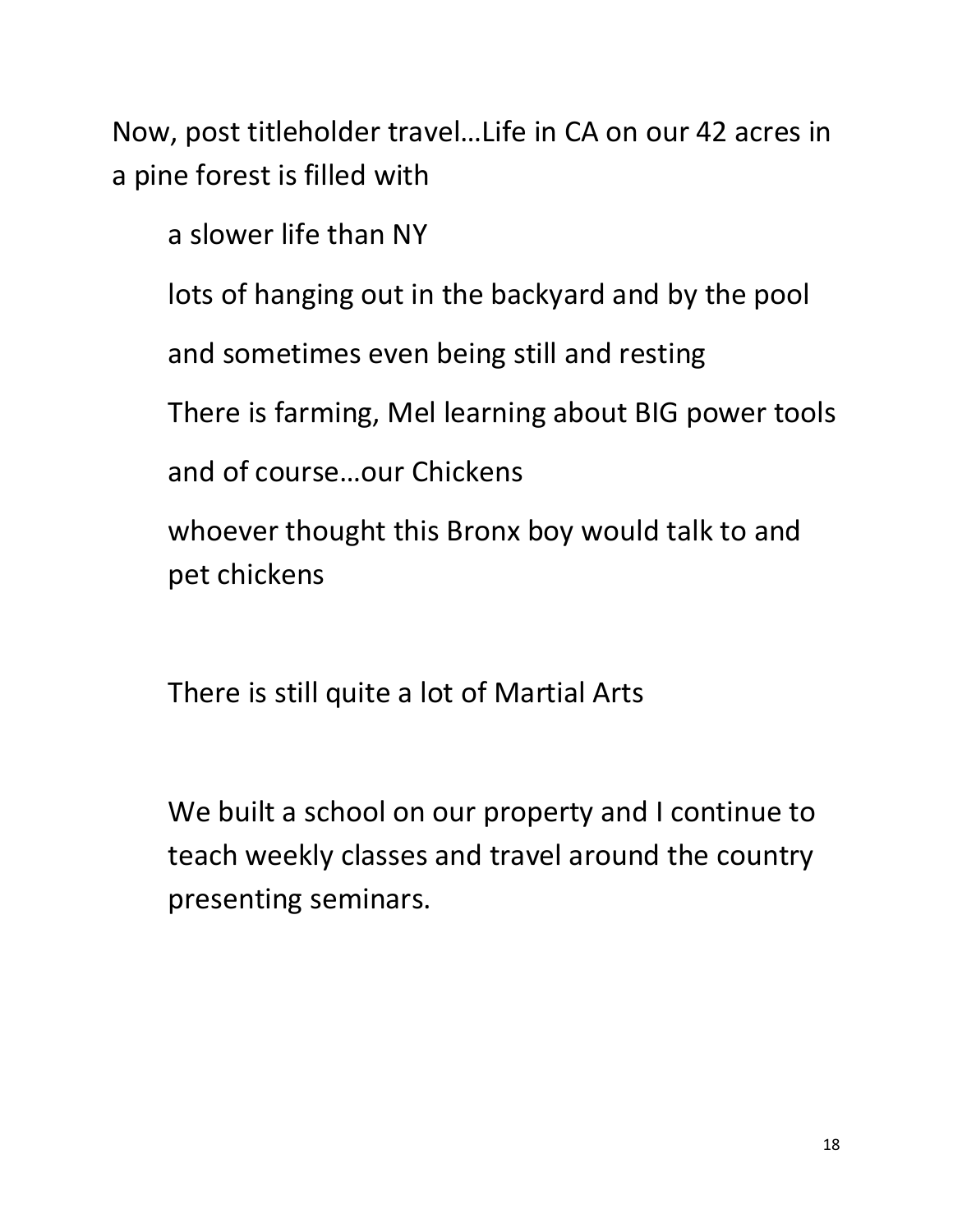Now, post titleholder travel…Life in CA on our 42 acres in a pine forest is filled with

a slower life than NY

lots of hanging out in the backyard and by the pool

and sometimes even being still and resting

There is farming, Mel learning about BIG power tools

and of course…our Chickens

whoever thought this Bronx boy would talk to and pet chickens

There is still quite a lot of Martial Arts

We built a school on our property and I continue to teach weekly classes and travel around the country presenting seminars.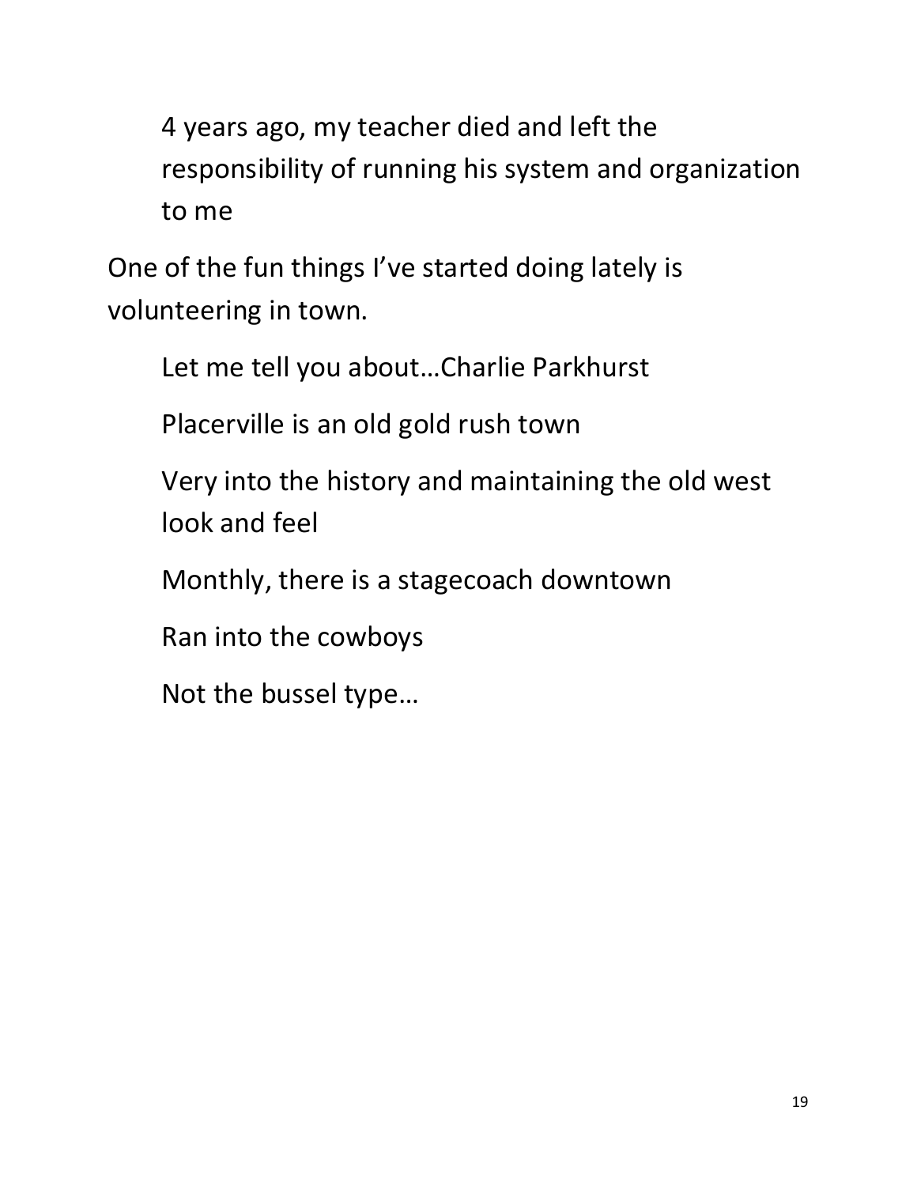4 years ago, my teacher died and left the responsibility of running his system and organization to me

One of the fun things I've started doing lately is volunteering in town.

Let me tell you about…Charlie Parkhurst

Placerville is an old gold rush town

Very into the history and maintaining the old west look and feel

Monthly, there is a stagecoach downtown

Ran into the cowboys

Not the bussel type…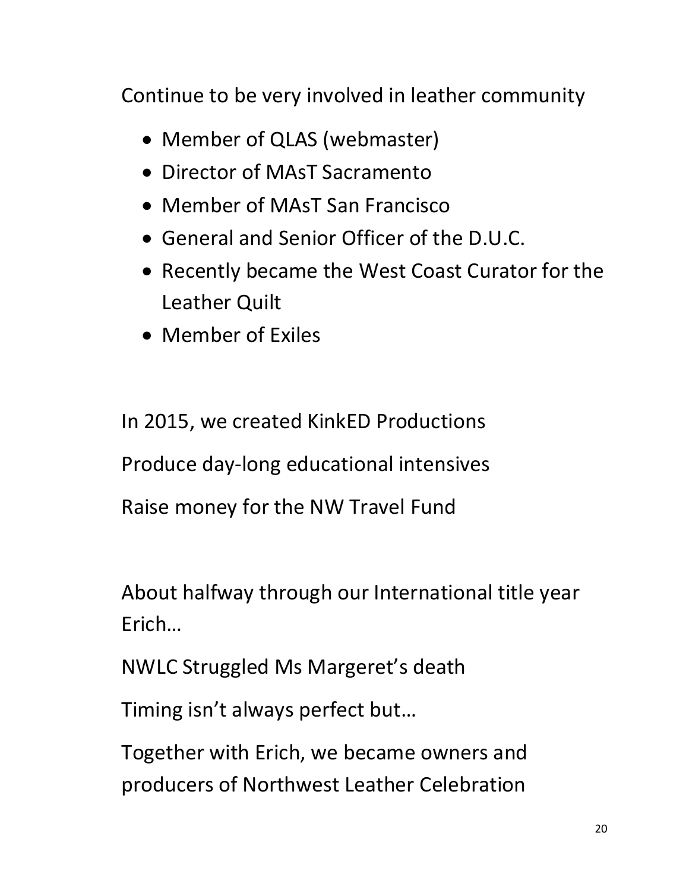Continue to be very involved in leather community

- Member of QLAS (webmaster)
- Director of MAsT Sacramento
- Member of MAsT San Francisco
- General and Senior Officer of the D.U.C.
- Recently became the West Coast Curator for the Leather Quilt
- Member of Exiles

In 2015, we created KinkED Productions

Produce day-long educational intensives

Raise money for the NW Travel Fund

About halfway through our International title year Erich…

NWLC Struggled Ms Margeret's death

Timing isn't always perfect but…

Together with Erich, we became owners and producers of Northwest Leather Celebration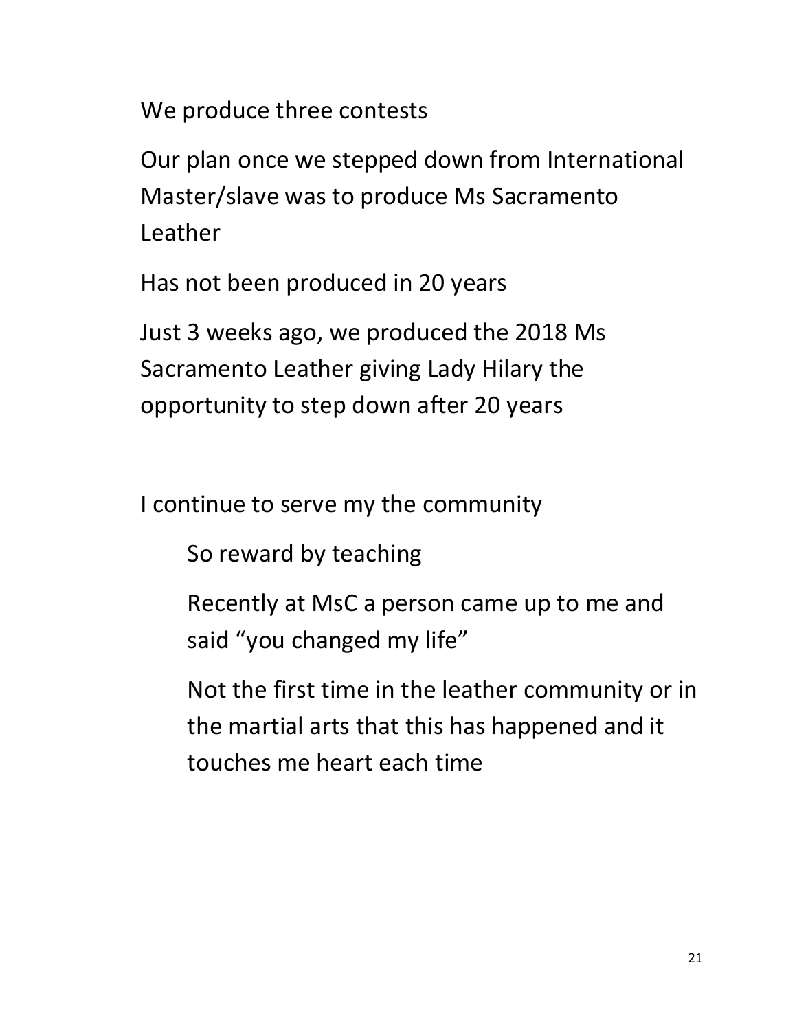We produce three contests

Our plan once we stepped down from International Master/slave was to produce Ms Sacramento Leather

Has not been produced in 20 years

Just 3 weeks ago, we produced the 2018 Ms Sacramento Leather giving Lady Hilary the opportunity to step down after 20 years

I continue to serve my the community

> So reward by teaching
>
> Recently at MsC a person came up to me and said "you changed my life"
>
> Not the first time in the leather community or in the martial arts that this has happened and it touches me heart each time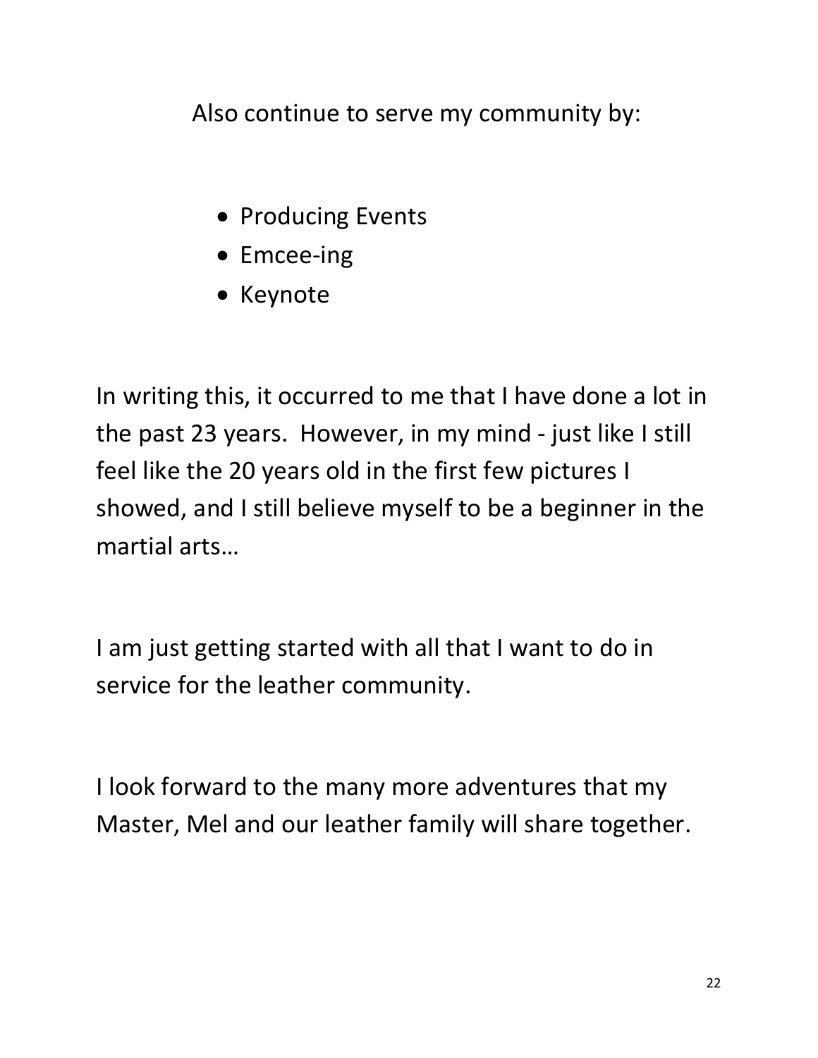Also continue to serve my community by:

- Producing Events
- Emcee-ing
- Keynote

In writing this, it occurred to me that I have done a lot in the past 23 years. However, in my mind - just like I still feel like the 20 years old in the first few pictures I showed, and I still believe myself to be a beginner in the martial arts…

I am just getting started with all that I want to do in service for the leather community.

I look forward to the many more adventures that my Master, Mel and our leather family will share together.